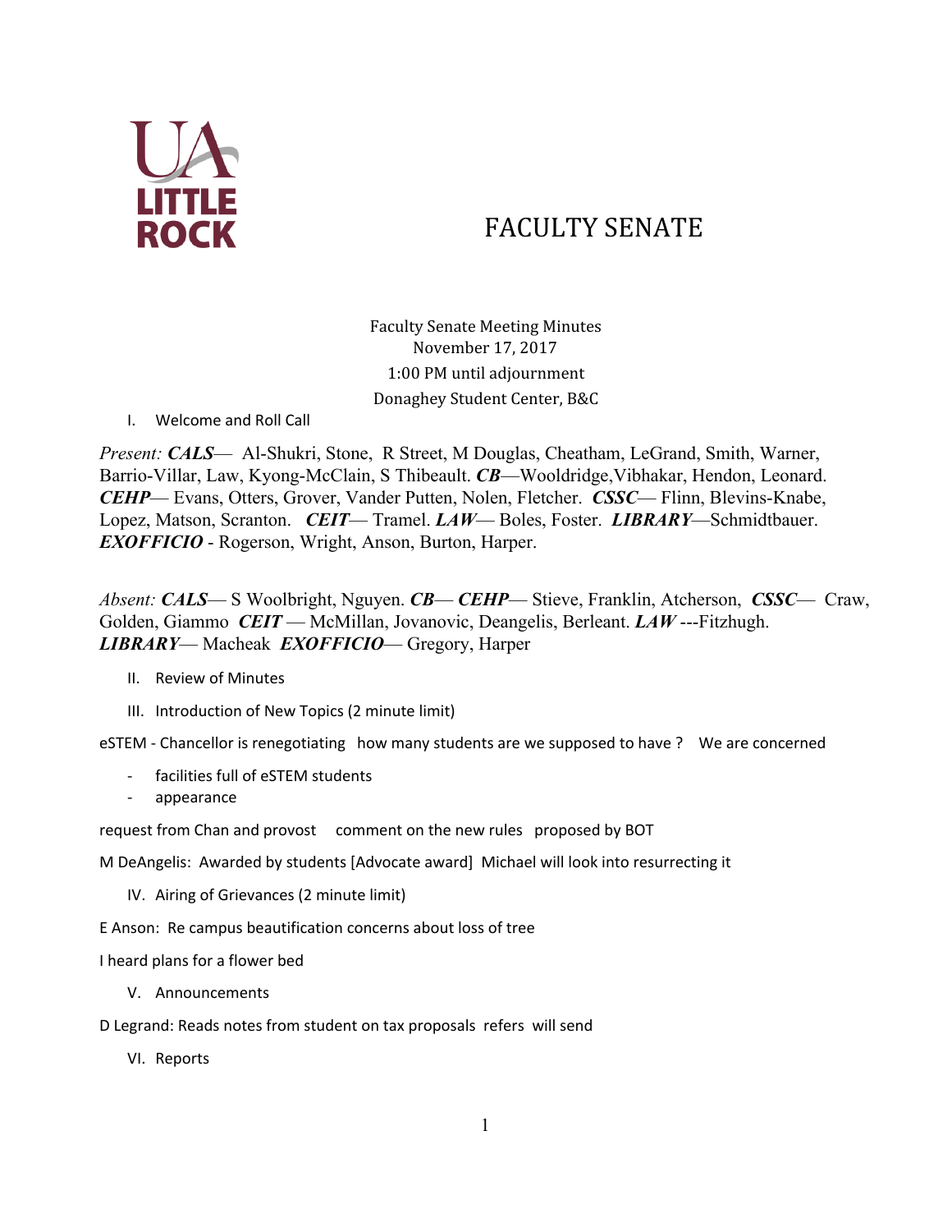UA LITTLE ROCK

# FACULTY SENATE

Faculty Senate Meeting Minutes
November 17, 2017
1:00 PM until adjournment
Donaghey Student Center, B&C

I. Welcome and Roll Call

*Present:* ***CALS***— Al-Shukri, Stone, R Street, M Douglas, Cheatham, LeGrand, Smith, Warner, Barrio-Villar, Law, Kyong-McClain, S Thibeault. ***CB***—Wooldridge,Vibhakar, Hendon, Leonard. ***CEHP***— Evans, Otters, Grover, Vander Putten, Nolen, Fletcher. ***CSSC***— Flinn, Blevins-Knabe, Lopez, Matson, Scranton. ***CEIT***— Tramel. ***LAW***— Boles, Foster. ***LIBRARY***—Schmidtbauer. ***EXOFFICIO*** - Rogerson, Wright, Anson, Burton, Harper.

*Absent:* ***CALS***— S Woolbright, Nguyen. ***CB***— ***CEHP***— Stieve, Franklin, Atcherson, ***CSSC***— Craw, Golden, Giammo ***CEIT*** — McMillan, Jovanovic, Deangelis, Berleant. ***LAW*** ---Fitzhugh. ***LIBRARY***— Macheak ***EXOFFICIO***— Gregory, Harper

II. Review of Minutes

III. Introduction of New Topics (2 minute limit)

eSTEM - Chancellor is renegotiating how many students are we supposed to have ? We are concerned

- facilities full of eSTEM students
- appearance

request from Chan and provost comment on the new rules proposed by BOT

M DeAngelis: Awarded by students [Advocate award] Michael will look into resurrecting it

IV. Airing of Grievances (2 minute limit)

E Anson: Re campus beautification concerns about loss of tree

I heard plans for a flower bed

V. Announcements

D Legrand: Reads notes from student on tax proposals refers will send

VI. Reports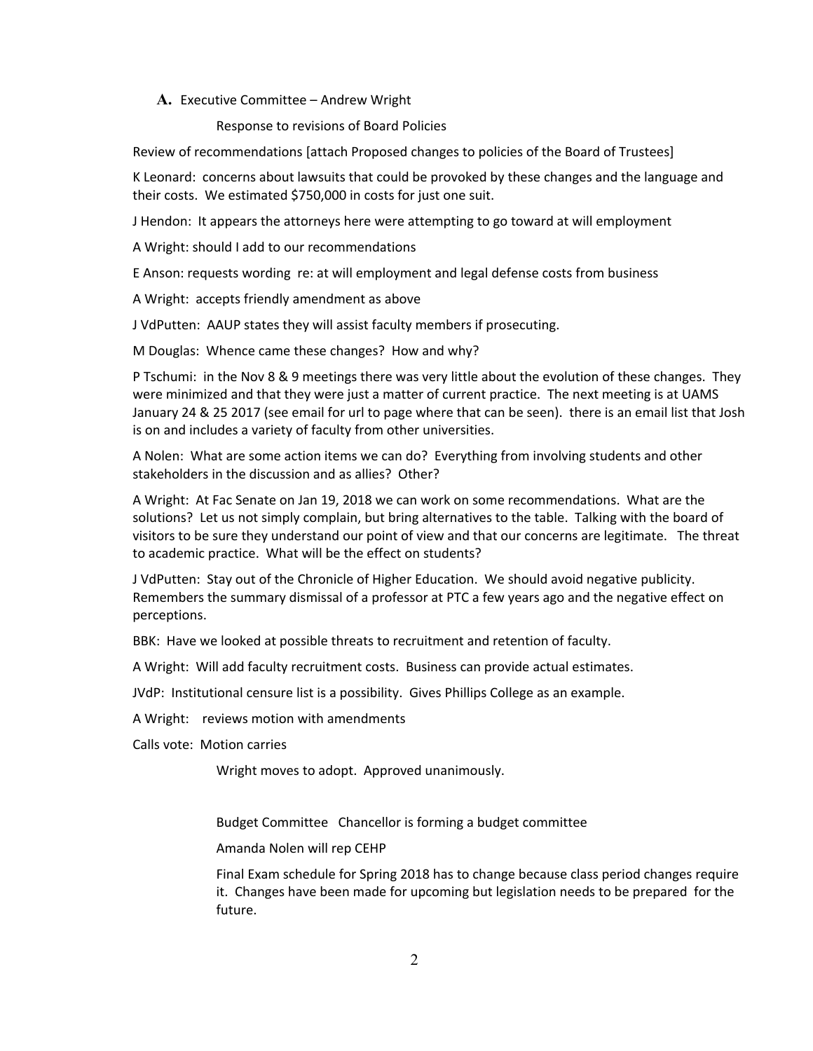**A.** Executive Committee – Andrew Wright

Response to revisions of Board Policies

Review of recommendations [attach Proposed changes to policies of the Board of Trustees]

K Leonard: concerns about lawsuits that could be provoked by these changes and the language and their costs. We estimated $750,000 in costs for just one suit.

J Hendon: It appears the attorneys here were attempting to go toward at will employment

A Wright: should I add to our recommendations

E Anson: requests wording re: at will employment and legal defense costs from business

A Wright: accepts friendly amendment as above

J VdPutten: AAUP states they will assist faculty members if prosecuting.

M Douglas: Whence came these changes? How and why?

P Tschumi: in the Nov 8 & 9 meetings there was very little about the evolution of these changes. They were minimized and that they were just a matter of current practice. The next meeting is at UAMS January 24 & 25 2017 (see email for url to page where that can be seen). there is an email list that Josh is on and includes a variety of faculty from other universities.

A Nolen: What are some action items we can do? Everything from involving students and other stakeholders in the discussion and as allies? Other?

A Wright: At Fac Senate on Jan 19, 2018 we can work on some recommendations. What are the solutions? Let us not simply complain, but bring alternatives to the table. Talking with the board of visitors to be sure they understand our point of view and that our concerns are legitimate. The threat to academic practice. What will be the effect on students?

J VdPutten: Stay out of the Chronicle of Higher Education. We should avoid negative publicity. Remembers the summary dismissal of a professor at PTC a few years ago and the negative effect on perceptions.

BBK: Have we looked at possible threats to recruitment and retention of faculty.

A Wright: Will add faculty recruitment costs. Business can provide actual estimates.

JVdP: Institutional censure list is a possibility. Gives Phillips College as an example.

A Wright: reviews motion with amendments

Calls vote: Motion carries

Wright moves to adopt. Approved unanimously.

Budget Committee Chancellor is forming a budget committee

Amanda Nolen will rep CEHP

Final Exam schedule for Spring 2018 has to change because class period changes require it. Changes have been made for upcoming but legislation needs to be prepared for the future.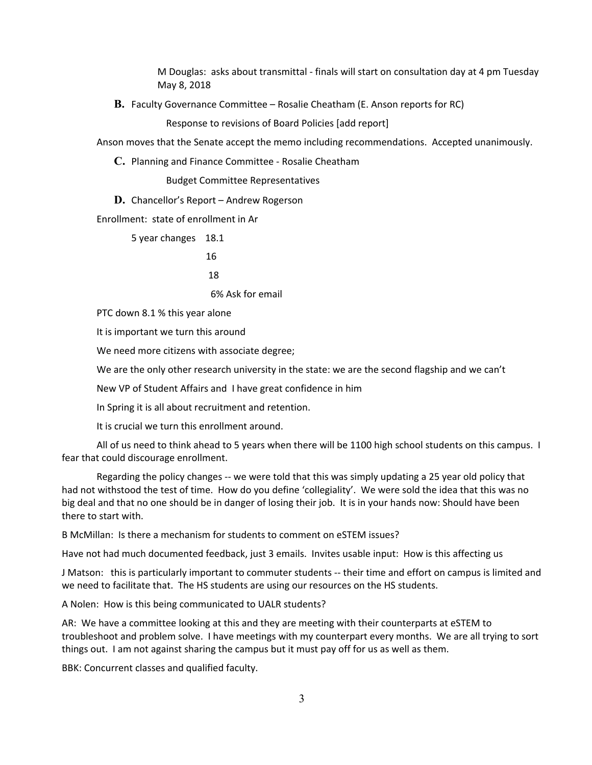M Douglas: asks about transmittal - finals will start on consultation day at 4 pm Tuesday May 8, 2018

**B.** Faculty Governance Committee – Rosalie Cheatham (E. Anson reports for RC)

Response to revisions of Board Policies [add report]

Anson moves that the Senate accept the memo including recommendations. Accepted unanimously.

**C.** Planning and Finance Committee - Rosalie Cheatham

Budget Committee Representatives

**D.** Chancellor's Report – Andrew Rogerson

Enrollment: state of enrollment in Ar

5 year changes 18.1

16

18

6% Ask for email

PTC down 8.1 % this year alone

It is important we turn this around

We need more citizens with associate degree;

We are the only other research university in the state: we are the second flagship and we can't

New VP of Student Affairs and I have great confidence in him

In Spring it is all about recruitment and retention.

It is crucial we turn this enrollment around.

All of us need to think ahead to 5 years when there will be 1100 high school students on this campus. I fear that could discourage enrollment.

Regarding the policy changes -- we were told that this was simply updating a 25 year old policy that had not withstood the test of time. How do you define 'collegiality'. We were sold the idea that this was no big deal and that no one should be in danger of losing their job. It is in your hands now: Should have been there to start with.

B McMillan: Is there a mechanism for students to comment on eSTEM issues?

Have not had much documented feedback, just 3 emails. Invites usable input: How is this affecting us

J Matson: this is particularly important to commuter students -- their time and effort on campus is limited and we need to facilitate that. The HS students are using our resources on the HS students.

A Nolen: How is this being communicated to UALR students?

AR: We have a committee looking at this and they are meeting with their counterparts at eSTEM to troubleshoot and problem solve. I have meetings with my counterpart every months. We are all trying to sort things out. I am not against sharing the campus but it must pay off for us as well as them.

BBK: Concurrent classes and qualified faculty.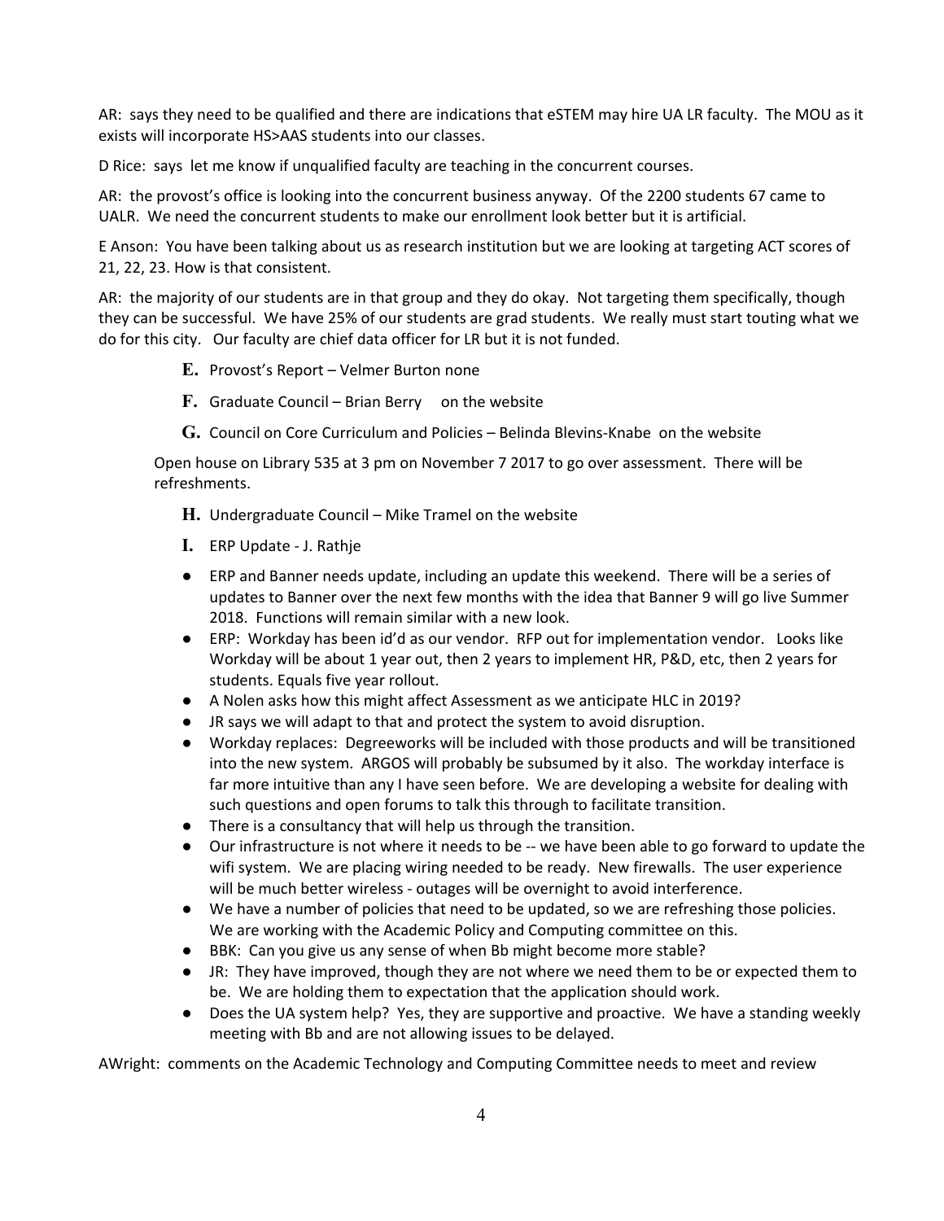AR: says they need to be qualified and there are indications that eSTEM may hire UA LR faculty. The MOU as it exists will incorporate HS>AAS students into our classes.

D Rice: says let me know if unqualified faculty are teaching in the concurrent courses.

AR: the provost's office is looking into the concurrent business anyway. Of the 2200 students 67 came to UALR. We need the concurrent students to make our enrollment look better but it is artificial.

E Anson: You have been talking about us as research institution but we are looking at targeting ACT scores of 21, 22, 23. How is that consistent.

AR: the majority of our students are in that group and they do okay. Not targeting them specifically, though they can be successful. We have 25% of our students are grad students. We really must start touting what we do for this city. Our faculty are chief data officer for LR but it is not funded.

**E.** Provost's Report – Velmer Burton none

**F.** Graduate Council – Brian Berry on the website

**G.** Council on Core Curriculum and Policies – Belinda Blevins-Knabe on the website

Open house on Library 535 at 3 pm on November 7 2017 to go over assessment. There will be refreshments.

**H.** Undergraduate Council – Mike Tramel on the website

**I.** ERP Update - J. Rathje

- ERP and Banner needs update, including an update this weekend. There will be a series of updates to Banner over the next few months with the idea that Banner 9 will go live Summer 2018. Functions will remain similar with a new look.
- ERP: Workday has been id'd as our vendor. RFP out for implementation vendor. Looks like Workday will be about 1 year out, then 2 years to implement HR, P&D, etc, then 2 years for students. Equals five year rollout.
- A Nolen asks how this might affect Assessment as we anticipate HLC in 2019?
- JR says we will adapt to that and protect the system to avoid disruption.
- Workday replaces: Degreeworks will be included with those products and will be transitioned into the new system. ARGOS will probably be subsumed by it also. The workday interface is far more intuitive than any I have seen before. We are developing a website for dealing with such questions and open forums to talk this through to facilitate transition.
- There is a consultancy that will help us through the transition.
- Our infrastructure is not where it needs to be -- we have been able to go forward to update the wifi system. We are placing wiring needed to be ready. New firewalls. The user experience will be much better wireless - outages will be overnight to avoid interference.
- We have a number of policies that need to be updated, so we are refreshing those policies. We are working with the Academic Policy and Computing committee on this.
- BBK: Can you give us any sense of when Bb might become more stable?
- JR: They have improved, though they are not where we need them to be or expected them to be. We are holding them to expectation that the application should work.
- Does the UA system help? Yes, they are supportive and proactive. We have a standing weekly meeting with Bb and are not allowing issues to be delayed.

AWright: comments on the Academic Technology and Computing Committee needs to meet and review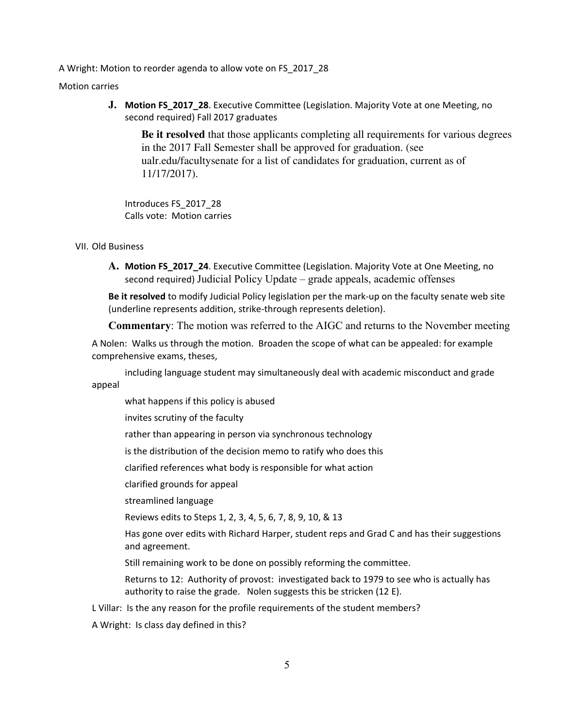A Wright: Motion to reorder agenda to allow vote on FS_2017_28

Motion carries

**J. Motion FS_2017_28**. Executive Committee (Legislation. Majority Vote at one Meeting, no second required) Fall 2017 graduates

> **Be it resolved** that those applicants completing all requirements for various degrees in the 2017 Fall Semester shall be approved for graduation. (see ualr.edu/facultysenate for a list of candidates for graduation, current as of 11/17/2017).

Introduces FS_2017_28
Calls vote: Motion carries

VII. Old Business

**A. Motion FS_2017_24**. Executive Committee (Legislation. Majority Vote at One Meeting, no second required) Judicial Policy Update – grade appeals, academic offenses

**Be it resolved** to modify Judicial Policy legislation per the mark-up on the faculty senate web site (underline represents addition, strike-through represents deletion).

**Commentary**: The motion was referred to the AIGC and returns to the November meeting

A Nolen: Walks us through the motion. Broaden the scope of what can be appealed: for example comprehensive exams, theses,

including language student may simultaneously deal with academic misconduct and grade appeal

what happens if this policy is abused

invites scrutiny of the faculty

rather than appearing in person via synchronous technology

is the distribution of the decision memo to ratify who does this

clarified references what body is responsible for what action

clarified grounds for appeal

streamlined language

Reviews edits to Steps 1, 2, 3, 4, 5, 6, 7, 8, 9, 10, & 13

Has gone over edits with Richard Harper, student reps and Grad C and has their suggestions and agreement.

Still remaining work to be done on possibly reforming the committee.

Returns to 12: Authority of provost: investigated back to 1979 to see who is actually has authority to raise the grade. Nolen suggests this be stricken (12 E).

L Villar: Is the any reason for the profile requirements of the student members?

A Wright: Is class day defined in this?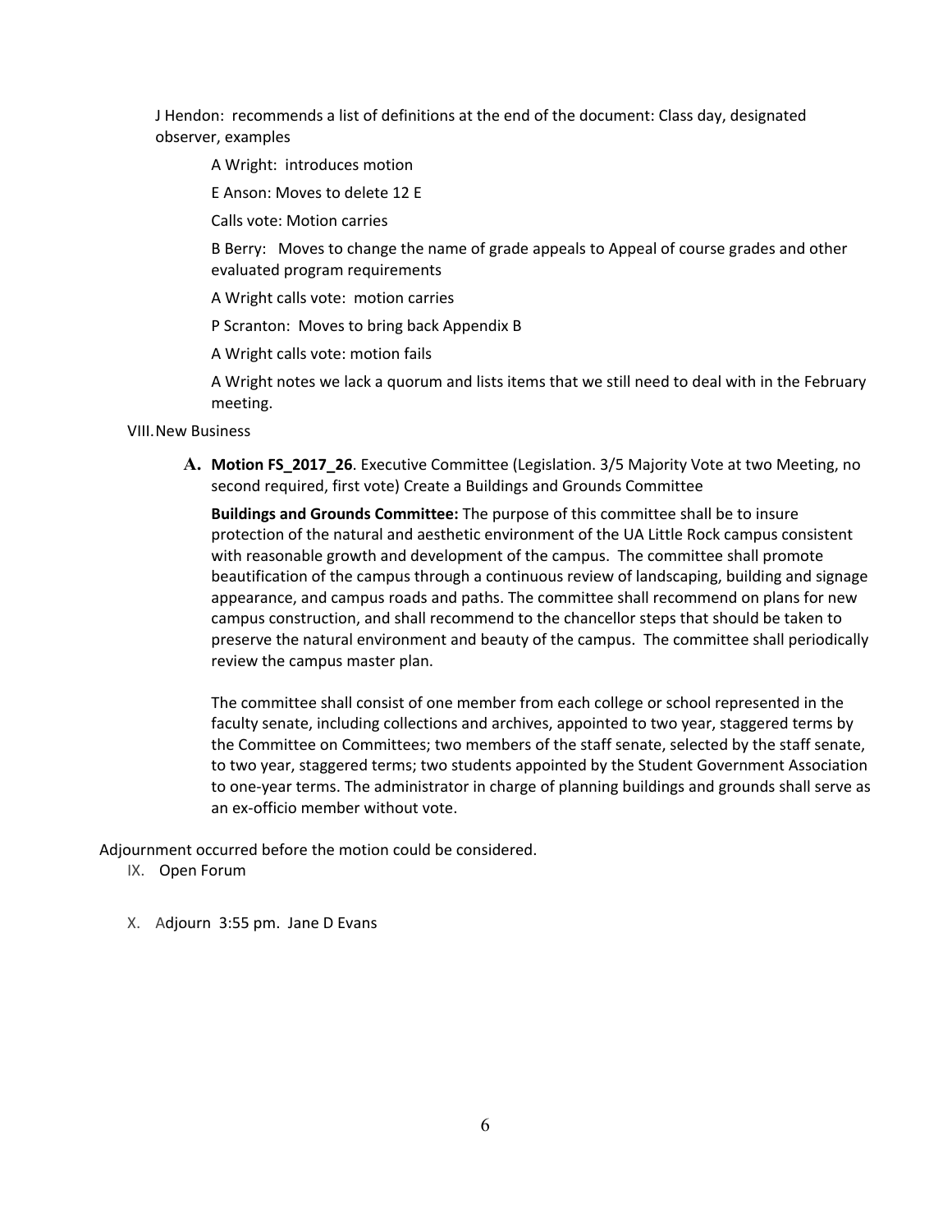J Hendon: recommends a list of definitions at the end of the document: Class day, designated observer, examples

A Wright: introduces motion

E Anson: Moves to delete 12 E

Calls vote: Motion carries

B Berry: Moves to change the name of grade appeals to Appeal of course grades and other evaluated program requirements

A Wright calls vote: motion carries

P Scranton: Moves to bring back Appendix B

A Wright calls vote: motion fails

A Wright notes we lack a quorum and lists items that we still need to deal with in the February meeting.

VIII. New Business

A. **Motion FS_2017_26**. Executive Committee (Legislation. 3/5 Majority Vote at two Meeting, no second required, first vote) Create a Buildings and Grounds Committee

**Buildings and Grounds Committee:** The purpose of this committee shall be to insure protection of the natural and aesthetic environment of the UA Little Rock campus consistent with reasonable growth and development of the campus. The committee shall promote beautification of the campus through a continuous review of landscaping, building and signage appearance, and campus roads and paths. The committee shall recommend on plans for new campus construction, and shall recommend to the chancellor steps that should be taken to preserve the natural environment and beauty of the campus. The committee shall periodically review the campus master plan.

The committee shall consist of one member from each college or school represented in the faculty senate, including collections and archives, appointed to two year, staggered terms by the Committee on Committees; two members of the staff senate, selected by the staff senate, to two year, staggered terms; two students appointed by the Student Government Association to one-year terms. The administrator in charge of planning buildings and grounds shall serve as an ex-officio member without vote.

Adjournment occurred before the motion could be considered.

IX. Open Forum

X. Adjourn 3:55 pm. Jane D Evans